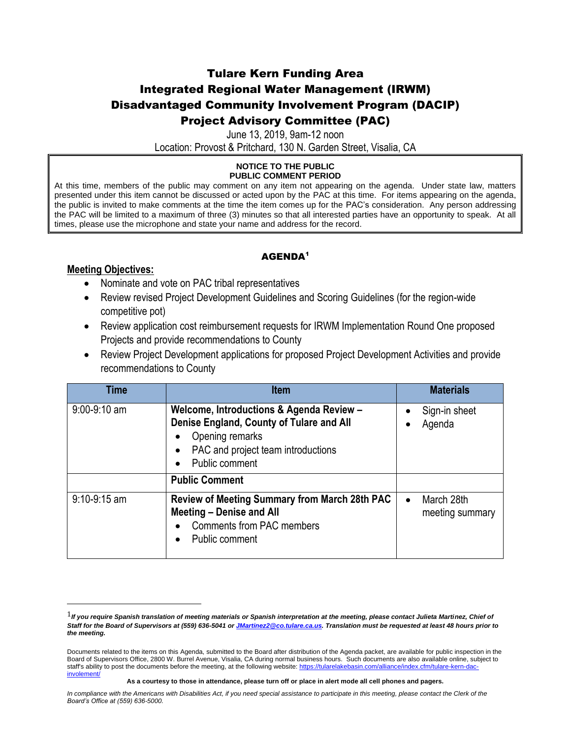# Tulare Kern Funding Area
# Integrated Regional Water Management (IRWM)
# Disadvantaged Community Involvement Program (DACIP)
# Project Advisory Committee (PAC)

June 13, 2019, 9am-12 noon

Location: Provost & Pritchard, 130 N. Garden Street, Visalia, CA

**NOTICE TO THE PUBLIC**
**PUBLIC COMMENT PERIOD**

At this time, members of the public may comment on any item not appearing on the agenda. Under state law, matters presented under this item cannot be discussed or acted upon by the PAC at this time. For items appearing on the agenda, the public is invited to make comments at the time the item comes up for the PAC's consideration. Any person addressing the PAC will be limited to a maximum of three (3) minutes so that all interested parties have an opportunity to speak. At all times, please use the microphone and state your name and address for the record.

## AGENDA[1]

**Meeting Objectives:**

- Nominate and vote on PAC tribal representatives
- Review revised Project Development Guidelines and Scoring Guidelines (for the region-wide competitive pot)
- Review application cost reimbursement requests for IRWM Implementation Round One proposed Projects and provide recommendations to County
- Review Project Development applications for proposed Project Development Activities and provide recommendations to County

| Time | Item | Materials |
|---|---|---|
| 9:00-9:10 am | **Welcome, Introductions & Agenda Review – Denise England, County of Tulare and All**<br>• Opening remarks<br>• PAC and project team introductions<br>• Public comment | • Sign-in sheet<br>• Agenda |
| | **Public Comment** | |
| 9:10-9:15 am | **Review of Meeting Summary from March 28th PAC Meeting – Denise and All**<br>• Comments from PAC members<br>• Public comment | • March 28th meeting summary |

[1] ***If you require Spanish translation of meeting materials or Spanish interpretation at the meeting, please contact Julieta Martinez, Chief of Staff for the Board of Supervisors at (559) 636-5041 or JMartinez2@co.tulare.ca.us. Translation must be requested at least 48 hours prior to the meeting.***

Documents related to the items on this Agenda, submitted to the Board after distribution of the Agenda packet, are available for public inspection in the Board of Supervisors Office, 2800 W. Burrel Avenue, Visalia, CA during normal business hours. Such documents are also available online, subject to staff's ability to post the documents before the meeting, at the following website: https://tularelakebasin.com/alliance/index.cfm/tulare-kern-dac-involement/

**As a courtesy to those in attendance, please turn off or place in alert mode all cell phones and pagers.**

*In compliance with the Americans with Disabilities Act, if you need special assistance to participate in this meeting, please contact the Clerk of the Board's Office at (559) 636-5000.*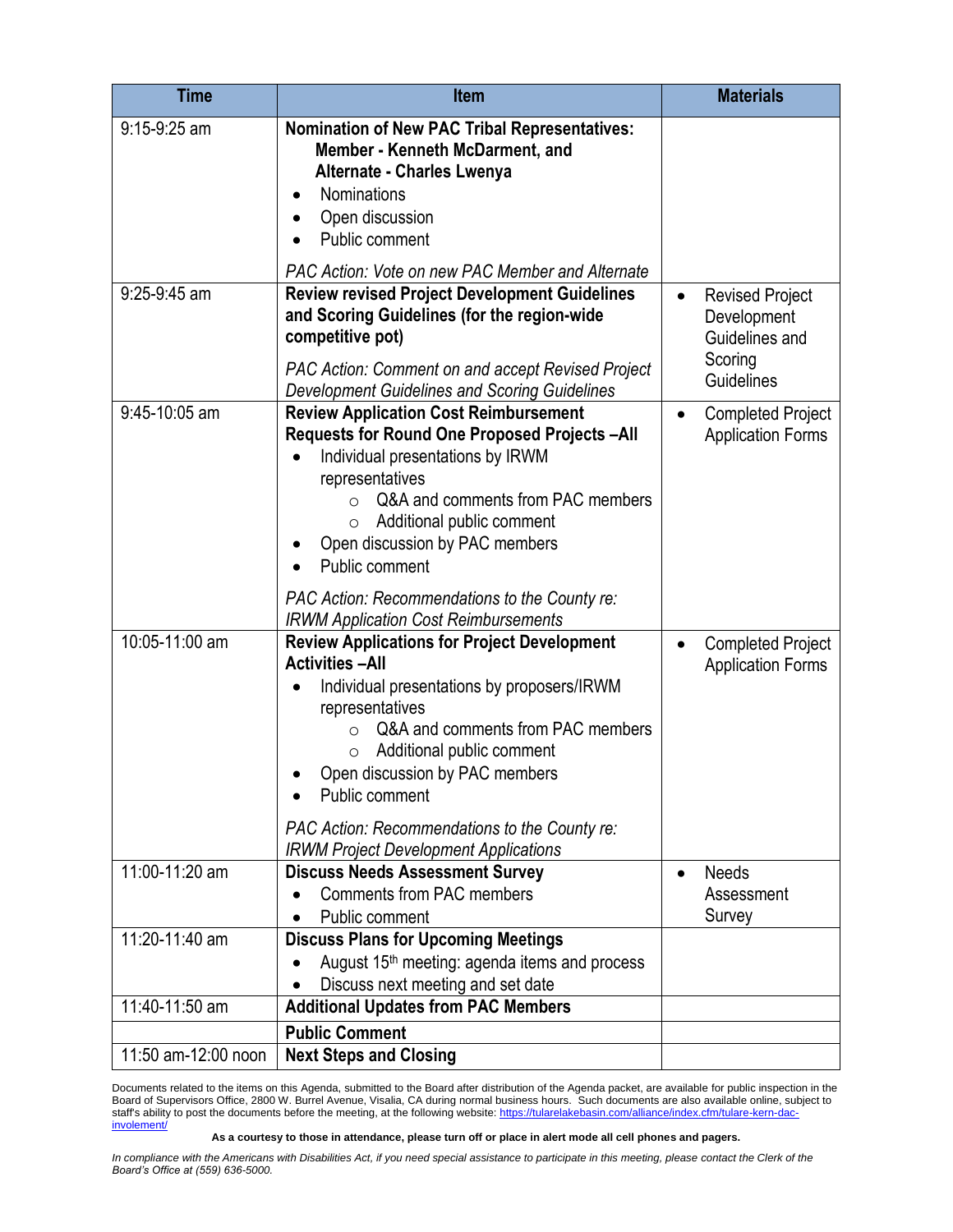| Time | Item | Materials |
|---|---|---|
| 9:15-9:25 am | **Nomination of New PAC Tribal Representatives: Member - Kenneth McDarment, and Alternate - Charles Lwenya**<br>• Nominations<br>• Open discussion<br>• Public comment<br><br>*PAC Action: Vote on new PAC Member and Alternate* | |
| 9:25-9:45 am | **Review revised Project Development Guidelines and Scoring Guidelines (for the region-wide competitive pot)**<br><br>*PAC Action: Comment on and accept Revised Project Development Guidelines and Scoring Guidelines* | • Revised Project Development Guidelines and Scoring Guidelines |
| 9:45-10:05 am | **Review Application Cost Reimbursement Requests for Round One Proposed Projects –All**<br>• Individual presentations by IRWM representatives<br>  ○ Q&A and comments from PAC members<br>  ○ Additional public comment<br>• Open discussion by PAC members<br>• Public comment<br><br>*PAC Action: Recommendations to the County re: IRWM Application Cost Reimbursements* | • Completed Project Application Forms |
| 10:05-11:00 am | **Review Applications for Project Development Activities –All**<br>• Individual presentations by proposers/IRWM representatives<br>  ○ Q&A and comments from PAC members<br>  ○ Additional public comment<br>• Open discussion by PAC members<br>• Public comment<br><br>*PAC Action: Recommendations to the County re: IRWM Project Development Applications* | • Completed Project Application Forms |
| 11:00-11:20 am | **Discuss Needs Assessment Survey**<br>• Comments from PAC members<br>• Public comment | • Needs Assessment Survey |
| 11:20-11:40 am | **Discuss Plans for Upcoming Meetings**<br>• August 15th meeting: agenda items and process<br>• Discuss next meeting and set date | |
| 11:40-11:50 am | **Additional Updates from PAC Members** | |
| | **Public Comment** | |
| 11:50 am-12:00 noon | **Next Steps and Closing** | |

Documents related to the items on this Agenda, submitted to the Board after distribution of the Agenda packet, are available for public inspection in the Board of Supervisors Office, 2800 W. Burrel Avenue, Visalia, CA during normal business hours. Such documents are also available online, subject to staff's ability to post the documents before the meeting, at the following website: https://tularelakebasin.com/alliance/index.cfm/tulare-kern-dac-involement/

**As a courtesy to those in attendance, please turn off or place in alert mode all cell phones and pagers.**

*In compliance with the Americans with Disabilities Act, if you need special assistance to participate in this meeting, please contact the Clerk of the Board's Office at (559) 636-5000.*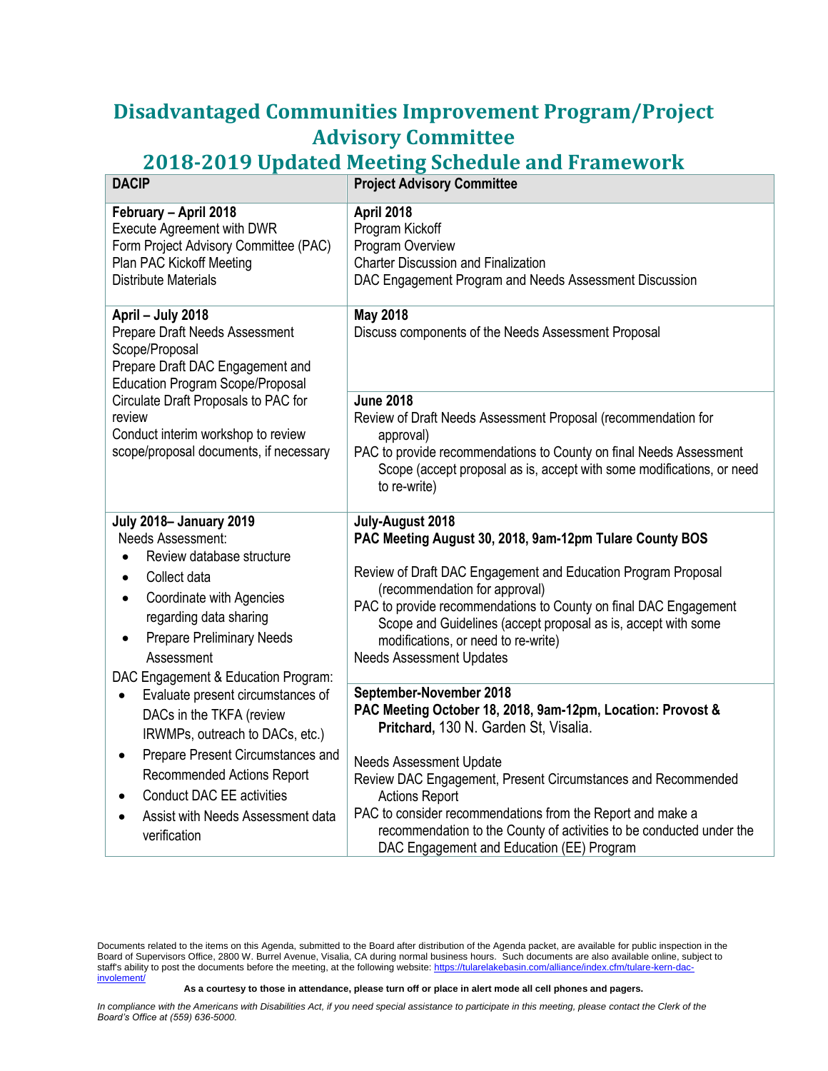# Disadvantaged Communities Improvement Program/Project Advisory Committee

## 2018-2019 Updated Meeting Schedule and Framework

| DACIP | Project Advisory Committee |
|---|---|
| **February – April 2018**<br>Execute Agreement with DWR<br>Form Project Advisory Committee (PAC)<br>Plan PAC Kickoff Meeting<br>Distribute Materials | **April 2018**<br>Program Kickoff<br>Program Overview<br>Charter Discussion and Finalization<br>DAC Engagement Program and Needs Assessment Discussion |
| **April – July 2018**<br>Prepare Draft Needs Assessment Scope/Proposal<br>Prepare Draft DAC Engagement and Education Program Scope/Proposal<br>Circulate Draft Proposals to PAC for review<br>Conduct interim workshop to review scope/proposal documents, if necessary | **May 2018**<br>Discuss components of the Needs Assessment Proposal<br><br>**June 2018**<br>Review of Draft Needs Assessment Proposal (recommendation for approval)<br>PAC to provide recommendations to County on final Needs Assessment Scope (accept proposal as is, accept with some modifications, or need to re-write) |
| **July 2018– January 2019**<br>Needs Assessment:<br>• Review database structure<br>• Collect data<br>• Coordinate with Agencies regarding data sharing<br>• Prepare Preliminary Needs Assessment<br>DAC Engagement & Education Program:<br>• Evaluate present circumstances of DACs in the TKFA (review IRWMPs, outreach to DACs, etc.)<br>• Prepare Present Circumstances and Recommended Actions Report<br>• Conduct DAC EE activities<br>• Assist with Needs Assessment data verification | **July-August 2018**<br>**PAC Meeting August 30, 2018, 9am-12pm Tulare County BOS**<br><br>Review of Draft DAC Engagement and Education Program Proposal (recommendation for approval)<br>PAC to provide recommendations to County on final DAC Engagement Scope and Guidelines (accept proposal as is, accept with some modifications, or need to re-write)<br>Needs Assessment Updates<br><br>**September-November 2018**<br>**PAC Meeting October 18, 2018, 9am-12pm, Location: Provost & Pritchard,** 130 N. Garden St, Visalia.<br><br>Needs Assessment Update<br>Review DAC Engagement, Present Circumstances and Recommended Actions Report<br>PAC to consider recommendations from the Report and make a recommendation to the County of activities to be conducted under the DAC Engagement and Education (EE) Program |

Documents related to the items on this Agenda, submitted to the Board after distribution of the Agenda packet, are available for public inspection in the Board of Supervisors Office, 2800 W. Burrel Avenue, Visalia, CA during normal business hours. Such documents are also available online, subject to staff's ability to post the documents before the meeting, at the following website: https://tularelakebasin.com/alliance/index.cfm/tulare-kern-dac-involement/

**As a courtesy to those in attendance, please turn off or place in alert mode all cell phones and pagers.**

*In compliance with the Americans with Disabilities Act, if you need special assistance to participate in this meeting, please contact the Clerk of the Board's Office at (559) 636-5000.*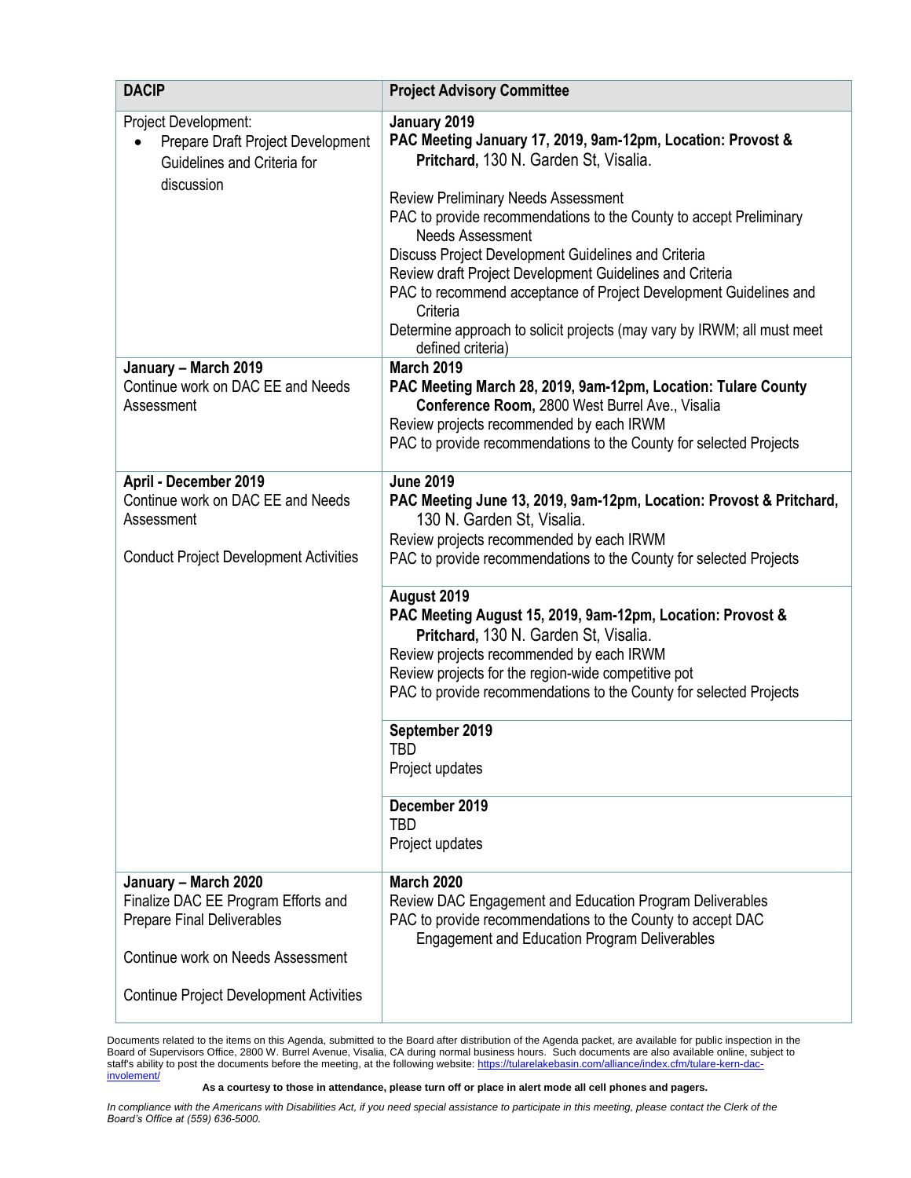| DACIP | Project Advisory Committee |
|---|---|
| Project Development:<br>• Prepare Draft Project Development Guidelines and Criteria for discussion | **January 2019**<br>**PAC Meeting January 17, 2019, 9am-12pm, Location: Provost & Pritchard,** 130 N. Garden St, Visalia.<br><br>Review Preliminary Needs Assessment<br>PAC to provide recommendations to the County to accept Preliminary Needs Assessment<br>Discuss Project Development Guidelines and Criteria<br>Review draft Project Development Guidelines and Criteria<br>PAC to recommend acceptance of Project Development Guidelines and Criteria<br>Determine approach to solicit projects (may vary by IRWM; all must meet defined criteria) |
| **January – March 2019**<br>Continue work on DAC EE and Needs Assessment | **March 2019**<br>**PAC Meeting March 28, 2019, 9am-12pm, Location: Tulare County Conference Room,** 2800 West Burrel Ave., Visalia<br>Review projects recommended by each IRWM<br>PAC to provide recommendations to the County for selected Projects |
| **April - December 2019**<br>Continue work on DAC EE and Needs Assessment<br><br>Conduct Project Development Activities | **June 2019**<br>**PAC Meeting June 13, 2019, 9am-12pm, Location: Provost & Pritchard,** 130 N. Garden St, Visalia.<br>Review projects recommended by each IRWM<br>PAC to provide recommendations to the County for selected Projects |
| | **August 2019**<br>**PAC Meeting August 15, 2019, 9am-12pm, Location: Provost & Pritchard,** 130 N. Garden St, Visalia.<br>Review projects recommended by each IRWM<br>Review projects for the region-wide competitive pot<br>PAC to provide recommendations to the County for selected Projects |
| | **September 2019**<br>TBD<br>Project updates |
| | **December 2019**<br>TBD<br>Project updates |
| **January – March 2020**<br>Finalize DAC EE Program Efforts and Prepare Final Deliverables<br><br>Continue work on Needs Assessment<br><br>Continue Project Development Activities | **March 2020**<br>Review DAC Engagement and Education Program Deliverables<br>PAC to provide recommendations to the County to accept DAC Engagement and Education Program Deliverables |

Documents related to the items on this Agenda, submitted to the Board after distribution of the Agenda packet, are available for public inspection in the Board of Supervisors Office, 2800 W. Burrel Avenue, Visalia, CA during normal business hours. Such documents are also available online, subject to staff's ability to post the documents before the meeting, at the following website: https://tularelakebasin.com/alliance/index.cfm/tulare-kern-dac-involement/

**As a courtesy to those in attendance, please turn off or place in alert mode all cell phones and pagers.**

*In compliance with the Americans with Disabilities Act, if you need special assistance to participate in this meeting, please contact the Clerk of the Board's Office at (559) 636-5000.*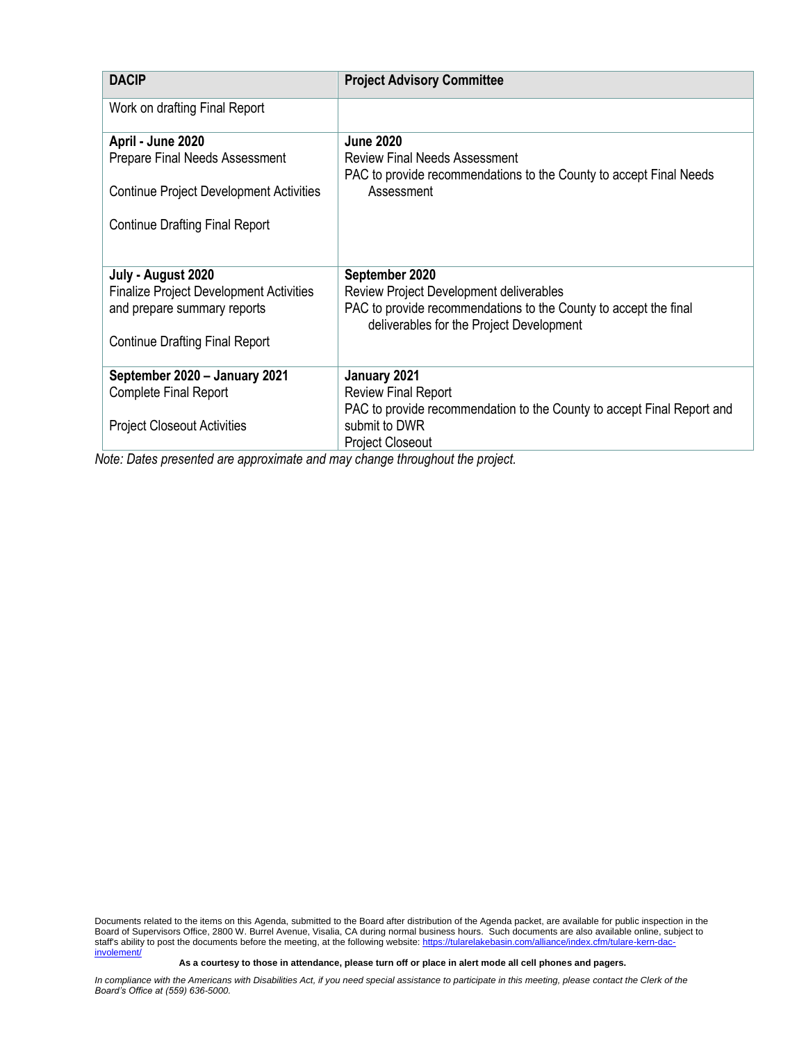| DACIP | Project Advisory Committee |
|---|---|
| Work on drafting Final Report | |
| **April - June 2020**<br>Prepare Final Needs Assessment<br><br>Continue Project Development Activities<br><br>Continue Drafting Final Report | **June 2020**<br>Review Final Needs Assessment<br>PAC to provide recommendations to the County to accept Final Needs Assessment |
| **July - August 2020**<br>Finalize Project Development Activities and prepare summary reports<br><br>Continue Drafting Final Report | **September 2020**<br>Review Project Development deliverables<br>PAC to provide recommendations to the County to accept the final deliverables for the Project Development |
| **September 2020 – January 2021**<br>Complete Final Report<br><br>Project Closeout Activities | **January 2021**<br>Review Final Report<br>PAC to provide recommendation to the County to accept Final Report and submit to DWR<br>Project Closeout |

*Note: Dates presented are approximate and may change throughout the project.*

Documents related to the items on this Agenda, submitted to the Board after distribution of the Agenda packet, are available for public inspection in the Board of Supervisors Office, 2800 W. Burrel Avenue, Visalia, CA during normal business hours. Such documents are also available online, subject to staff's ability to post the documents before the meeting, at the following website: https://tularelakebasin.com/alliance/index.cfm/tulare-kern-dac-involement/

**As a courtesy to those in attendance, please turn off or place in alert mode all cell phones and pagers.**

*In compliance with the Americans with Disabilities Act, if you need special assistance to participate in this meeting, please contact the Clerk of the Board's Office at (559) 636-5000.*